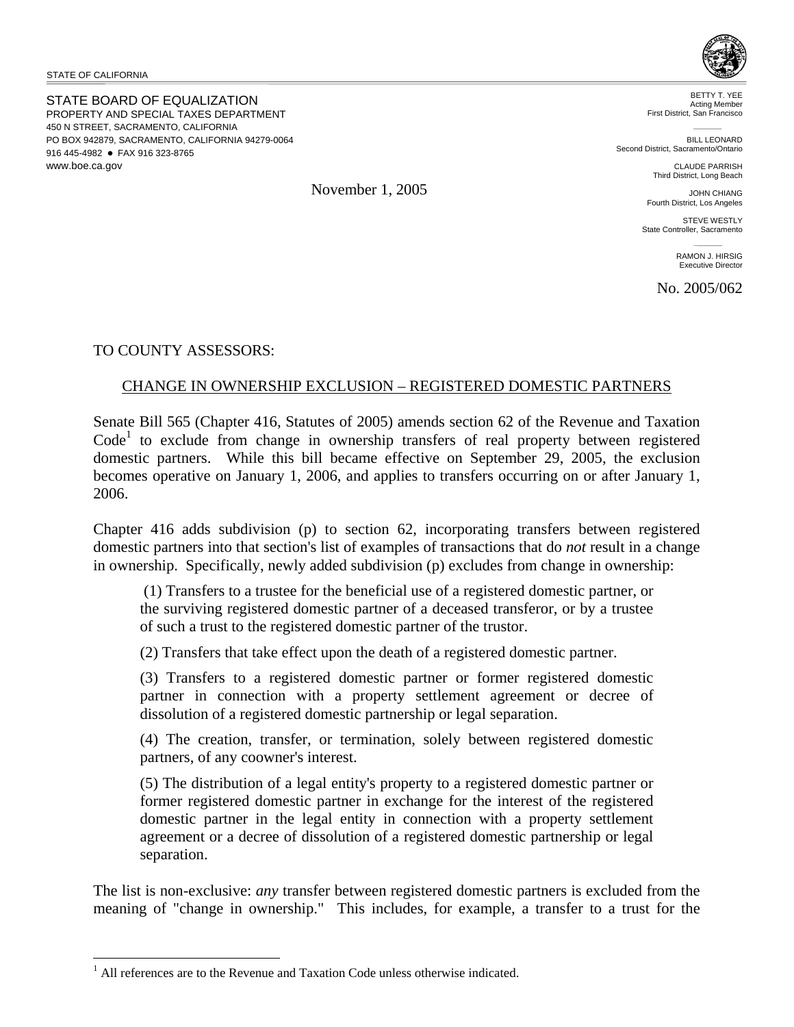STATE OF CALIFORNIA

STATE BOARD OF EQUALIZATION
PROPERTY AND SPECIAL TAXES DEPARTMENT
450 N STREET, SACRAMENTO, CALIFORNIA
PO BOX 942879, SACRAMENTO, CALIFORNIA 94279-0064
916 445-4982 ● FAX 916 323-8765
www.boe.ca.gov

BETTY T. YEE
Acting Member
First District, San Francisco

BILL LEONARD
Second District, Sacramento/Ontario

CLAUDE PARRISH
Third District, Long Beach

JOHN CHIANG
Fourth District, Los Angeles

STEVE WESTLY
State Controller, Sacramento

RAMON J. HIRSIG
Executive Director

November 1, 2005

No. 2005/062

TO COUNTY ASSESSORS:

CHANGE IN OWNERSHIP EXCLUSION – REGISTERED DOMESTIC PARTNERS

Senate Bill 565 (Chapter 416, Statutes of 2005) amends section 62 of the Revenue and Taxation Code[1] to exclude from change in ownership transfers of real property between registered domestic partners. While this bill became effective on September 29, 2005, the exclusion becomes operative on January 1, 2006, and applies to transfers occurring on or after January 1, 2006.

Chapter 416 adds subdivision (p) to section 62, incorporating transfers between registered domestic partners into that section's list of examples of transactions that do *not* result in a change in ownership. Specifically, newly added subdivision (p) excludes from change in ownership:

> (1) Transfers to a trustee for the beneficial use of a registered domestic partner, or the surviving registered domestic partner of a deceased transferor, or by a trustee of such a trust to the registered domestic partner of the trustor.
>
> (2) Transfers that take effect upon the death of a registered domestic partner.
>
> (3) Transfers to a registered domestic partner or former registered domestic partner in connection with a property settlement agreement or decree of dissolution of a registered domestic partnership or legal separation.
>
> (4) The creation, transfer, or termination, solely between registered domestic partners, of any coowner's interest.
>
> (5) The distribution of a legal entity's property to a registered domestic partner or former registered domestic partner in exchange for the interest of the registered domestic partner in the legal entity in connection with a property settlement agreement or a decree of dissolution of a registered domestic partnership or legal separation.

The list is non-exclusive: *any* transfer between registered domestic partners is excluded from the meaning of "change in ownership." This includes, for example, a transfer to a trust for the

[1] All references are to the Revenue and Taxation Code unless otherwise indicated.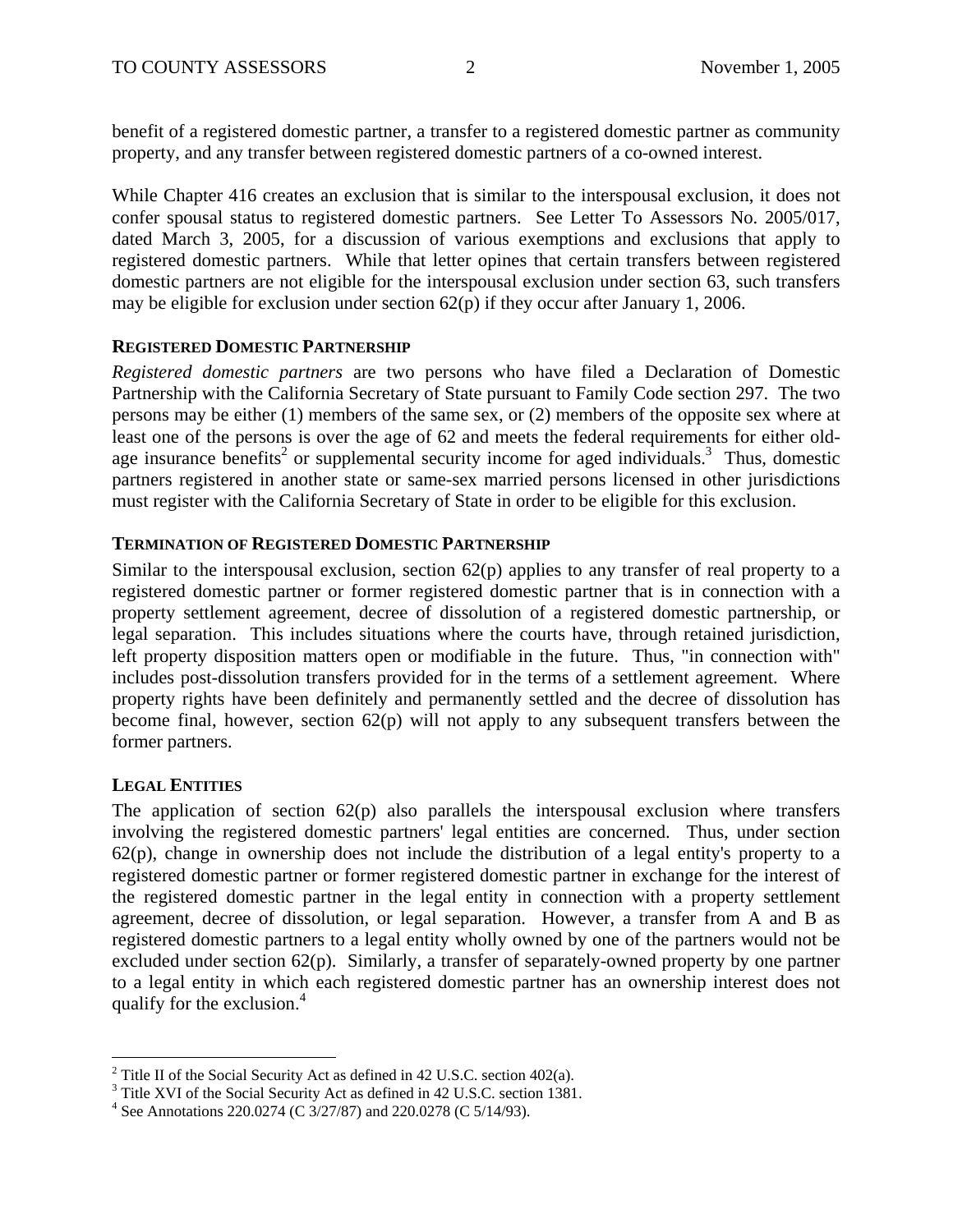benefit of a registered domestic partner, a transfer to a registered domestic partner as community property, and any transfer between registered domestic partners of a co-owned interest.

While Chapter 416 creates an exclusion that is similar to the interspousal exclusion, it does not confer spousal status to registered domestic partners. See Letter To Assessors No. 2005/017, dated March 3, 2005, for a discussion of various exemptions and exclusions that apply to registered domestic partners. While that letter opines that certain transfers between registered domestic partners are not eligible for the interspousal exclusion under section 63, such transfers may be eligible for exclusion under section 62(p) if they occur after January 1, 2006.

**REGISTERED DOMESTIC PARTNERSHIP**

*Registered domestic partners* are two persons who have filed a Declaration of Domestic Partnership with the California Secretary of State pursuant to Family Code section 297. The two persons may be either (1) members of the same sex, or (2) members of the opposite sex where at least one of the persons is over the age of 62 and meets the federal requirements for either old-age insurance benefits[2] or supplemental security income for aged individuals.[3] Thus, domestic partners registered in another state or same-sex married persons licensed in other jurisdictions must register with the California Secretary of State in order to be eligible for this exclusion.

**TERMINATION OF REGISTERED DOMESTIC PARTNERSHIP**

Similar to the interspousal exclusion, section 62(p) applies to any transfer of real property to a registered domestic partner or former registered domestic partner that is in connection with a property settlement agreement, decree of dissolution of a registered domestic partnership, or legal separation. This includes situations where the courts have, through retained jurisdiction, left property disposition matters open or modifiable in the future. Thus, "in connection with" includes post-dissolution transfers provided for in the terms of a settlement agreement. Where property rights have been definitely and permanently settled and the decree of dissolution has become final, however, section 62(p) will not apply to any subsequent transfers between the former partners.

**LEGAL ENTITIES**

The application of section 62(p) also parallels the interspousal exclusion where transfers involving the registered domestic partners' legal entities are concerned. Thus, under section 62(p), change in ownership does not include the distribution of a legal entity's property to a registered domestic partner or former registered domestic partner in exchange for the interest of the registered domestic partner in the legal entity in connection with a property settlement agreement, decree of dissolution, or legal separation. However, a transfer from A and B as registered domestic partners to a legal entity wholly owned by one of the partners would not be excluded under section 62(p). Similarly, a transfer of separately-owned property by one partner to a legal entity in which each registered domestic partner has an ownership interest does not qualify for the exclusion.[4]

---

[2] Title II of the Social Security Act as defined in 42 U.S.C. section 402(a).

[3] Title XVI of the Social Security Act as defined in 42 U.S.C. section 1381.

[4] See Annotations 220.0274 (C 3/27/87) and 220.0278 (C 5/14/93).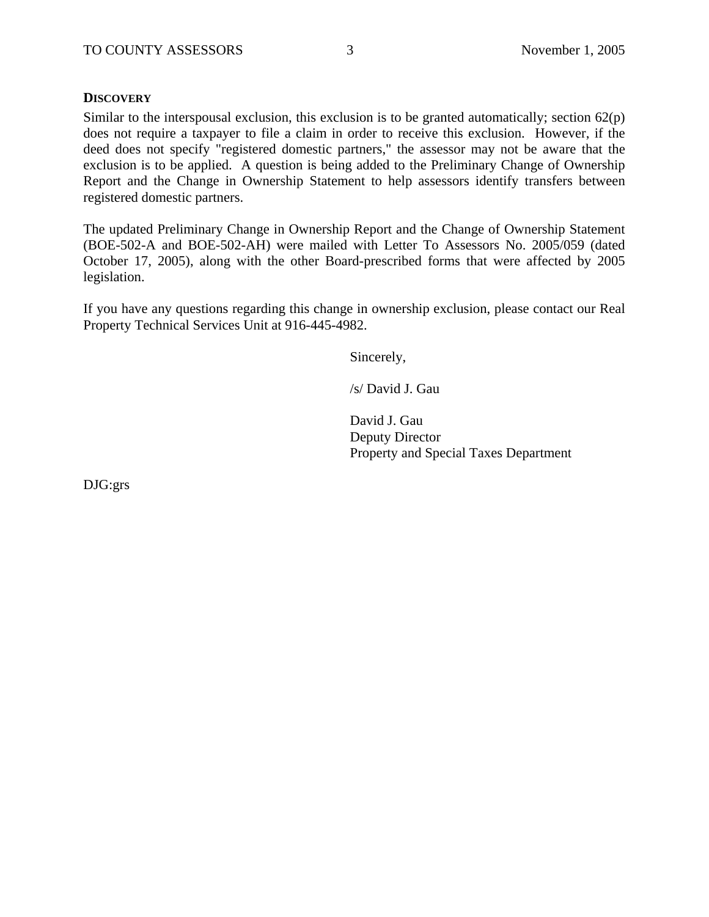**DISCOVERY**

Similar to the interspousal exclusion, this exclusion is to be granted automatically; section 62(p) does not require a taxpayer to file a claim in order to receive this exclusion. However, if the deed does not specify "registered domestic partners," the assessor may not be aware that the exclusion is to be applied. A question is being added to the Preliminary Change of Ownership Report and the Change in Ownership Statement to help assessors identify transfers between registered domestic partners.

The updated Preliminary Change in Ownership Report and the Change of Ownership Statement (BOE-502-A and BOE-502-AH) were mailed with Letter To Assessors No. 2005/059 (dated October 17, 2005), along with the other Board-prescribed forms that were affected by 2005 legislation.

If you have any questions regarding this change in ownership exclusion, please contact our Real Property Technical Services Unit at 916-445-4982.

Sincerely,

/s/ David J. Gau

David J. Gau
Deputy Director
Property and Special Taxes Department

DJG:grs